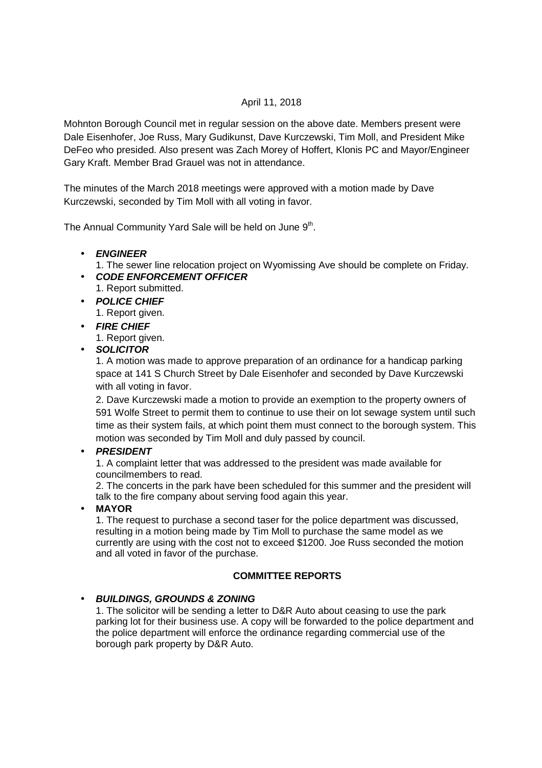April 11, 2018

Mohnton Borough Council met in regular session on the above date. Members present were Dale Eisenhofer, Joe Russ, Mary Gudikunst, Dave Kurczewski, Tim Moll, and President Mike DeFeo who presided. Also present was Zach Morey of Hoffert, Klonis PC and Mayor/Engineer Gary Kraft. Member Brad Grauel was not in attendance.

The minutes of the March 2018 meetings were approved with a motion made by Dave Kurczewski, seconded by Tim Moll with all voting in favor.

The Annual Community Yard Sale will be held on June 9th.

- ***ENGINEER***
  1. The sewer line relocation project on Wyomissing Ave should be complete on Friday.
- ***CODE ENFORCEMENT OFFICER***
  1. Report submitted.
- ***POLICE CHIEF***
  1. Report given.
- ***FIRE CHIEF***
  1. Report given.
- ***SOLICITOR***
  1. A motion was made to approve preparation of an ordinance for a handicap parking space at 141 S Church Street by Dale Eisenhofer and seconded by Dave Kurczewski with all voting in favor.
  2. Dave Kurczewski made a motion to provide an exemption to the property owners of 591 Wolfe Street to permit them to continue to use their on lot sewage system until such time as their system fails, at which point them must connect to the borough system. This motion was seconded by Tim Moll and duly passed by council.
- ***PRESIDENT***
  1. A complaint letter that was addressed to the president was made available for councilmembers to read.
  2. The concerts in the park have been scheduled for this summer and the president will talk to the fire company about serving food again this year.
- **MAYOR**
  1. The request to purchase a second taser for the police department was discussed, resulting in a motion being made by Tim Moll to purchase the same model as we currently are using with the cost not to exceed $1200. Joe Russ seconded the motion and all voted in favor of the purchase.

**COMMITTEE REPORTS**

- ***BUILDINGS, GROUNDS & ZONING***
  1. The solicitor will be sending a letter to D&R Auto about ceasing to use the park parking lot for their business use. A copy will be forwarded to the police department and the police department will enforce the ordinance regarding commercial use of the borough park property by D&R Auto.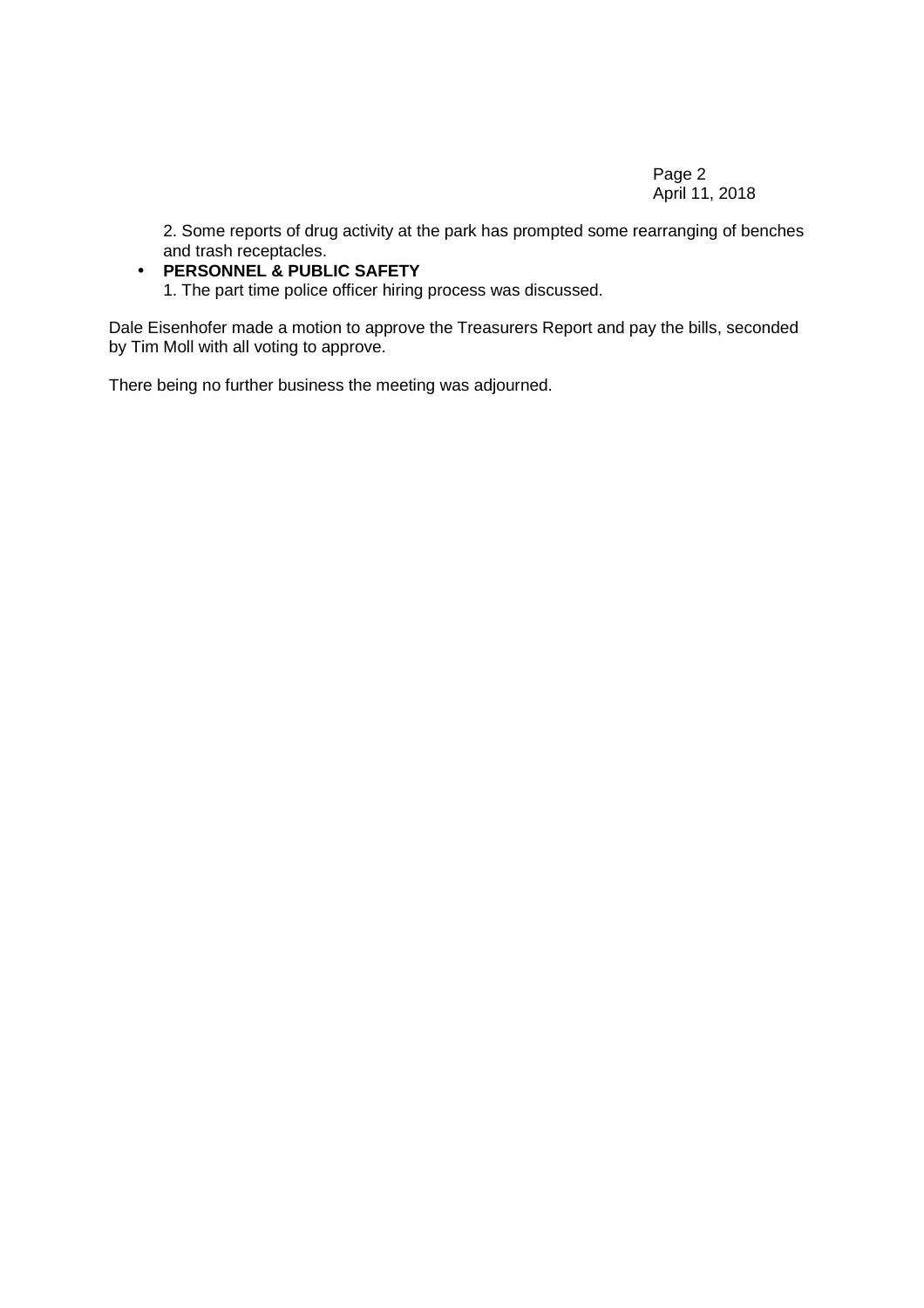2. Some reports of drug activity at the park has prompted some rearranging of benches and trash receptacles.

- **PERSONNEL & PUBLIC SAFETY**

  1. The part time police officer hiring process was discussed.

Dale Eisenhofer made a motion to approve the Treasurers Report and pay the bills, seconded by Tim Moll with all voting to approve.

There being no further business the meeting was adjourned.